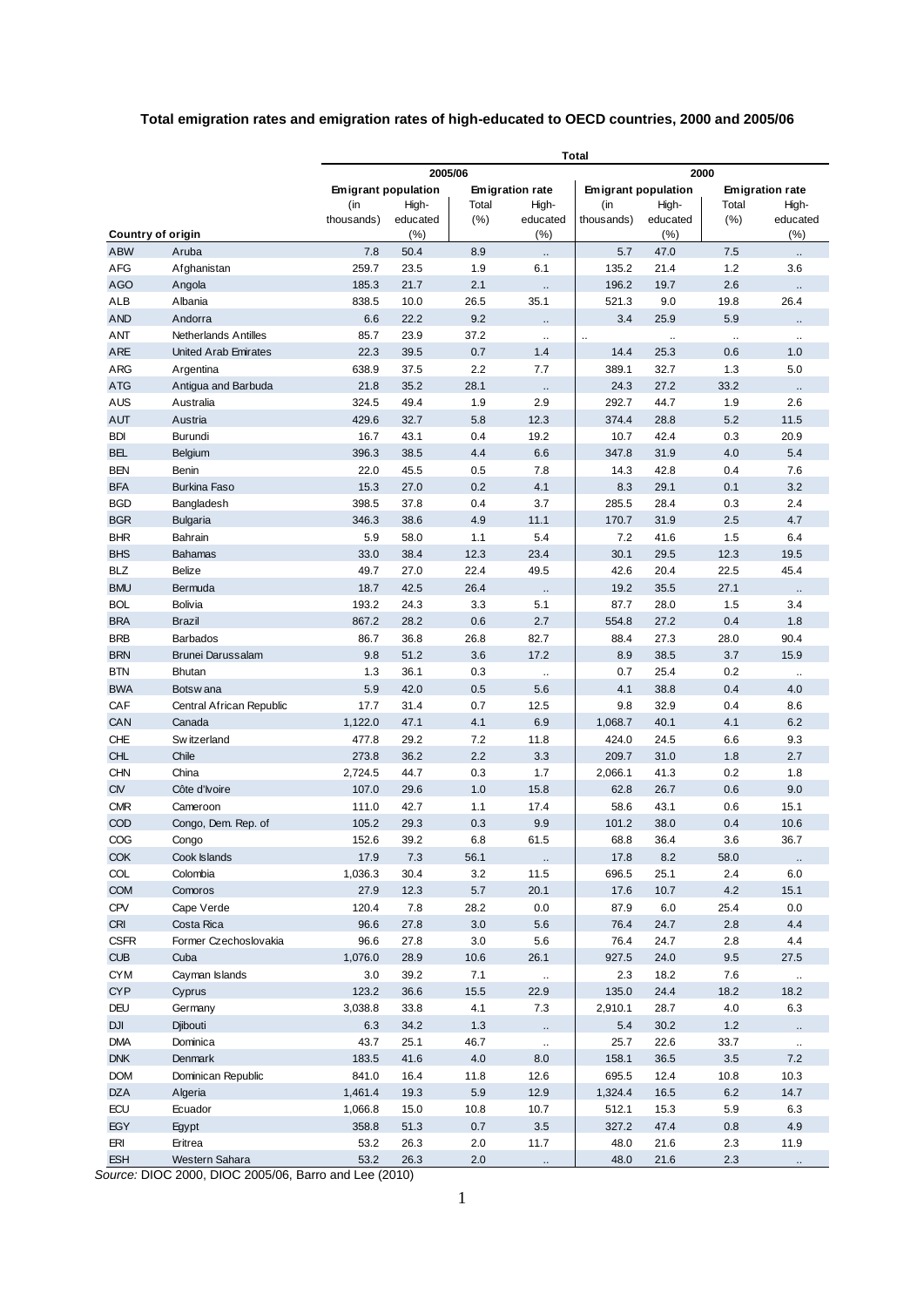## Total emigration rates and emigration rates of high-educated to OECD countries, 2000 and 2005/06

| | | Total | | | | | | | |
|---|---|---|---|---|---|---|---|---|---|
| | | 2005/06 | | | | 2000 | | | |
| | | Emigrant population | | Emigration rate | | Emigrant population | | Emigration rate | |
| Country of origin | | (in thousands) | High-educated (%) | Total (%) | High-educated (%) | (in thousands) | High-educated (%) | Total (%) | High-educated (%) |
| ABW | Aruba | 7.8 | 50.4 | 8.9 | .. | 5.7 | 47.0 | 7.5 | .. |
| AFG | Afghanistan | 259.7 | 23.5 | 1.9 | 6.1 | 135.2 | 21.4 | 1.2 | 3.6 |
| AGO | Angola | 185.3 | 21.7 | 2.1 | .. | 196.2 | 19.7 | 2.6 | .. |
| ALB | Albania | 838.5 | 10.0 | 26.5 | 35.1 | 521.3 | 9.0 | 19.8 | 26.4 |
| AND | Andorra | 6.6 | 22.2 | 9.2 | .. | 3.4 | 25.9 | 5.9 | .. |
| ANT | Netherlands Antilles | 85.7 | 23.9 | 37.2 | .. | .. | .. | .. | .. |
| ARE | United Arab Emirates | 22.3 | 39.5 | 0.7 | 1.4 | 14.4 | 25.3 | 0.6 | 1.0 |
| ARG | Argentina | 638.9 | 37.5 | 2.2 | 7.7 | 389.1 | 32.7 | 1.3 | 5.0 |
| ATG | Antigua and Barbuda | 21.8 | 35.2 | 28.1 | .. | 24.3 | 27.2 | 33.2 | .. |
| AUS | Australia | 324.5 | 49.4 | 1.9 | 2.9 | 292.7 | 44.7 | 1.9 | 2.6 |
| AUT | Austria | 429.6 | 32.7 | 5.8 | 12.3 | 374.4 | 28.8 | 5.2 | 11.5 |
| BDI | Burundi | 16.7 | 43.1 | 0.4 | 19.2 | 10.7 | 42.4 | 0.3 | 20.9 |
| BEL | Belgium | 396.3 | 38.5 | 4.4 | 6.6 | 347.8 | 31.9 | 4.0 | 5.4 |
| BEN | Benin | 22.0 | 45.5 | 0.5 | 7.8 | 14.3 | 42.8 | 0.4 | 7.6 |
| BFA | Burkina Faso | 15.3 | 27.0 | 0.2 | 4.1 | 8.3 | 29.1 | 0.1 | 3.2 |
| BGD | Bangladesh | 398.5 | 37.8 | 0.4 | 3.7 | 285.5 | 28.4 | 0.3 | 2.4 |
| BGR | Bulgaria | 346.3 | 38.6 | 4.9 | 11.1 | 170.7 | 31.9 | 2.5 | 4.7 |
| BHR | Bahrain | 5.9 | 58.0 | 1.1 | 5.4 | 7.2 | 41.6 | 1.5 | 6.4 |
| BHS | Bahamas | 33.0 | 38.4 | 12.3 | 23.4 | 30.1 | 29.5 | 12.3 | 19.5 |
| BLZ | Belize | 49.7 | 27.0 | 22.4 | 49.5 | 42.6 | 20.4 | 22.5 | 45.4 |
| BMU | Bermuda | 18.7 | 42.5 | 26.4 | .. | 19.2 | 35.5 | 27.1 | .. |
| BOL | Bolivia | 193.2 | 24.3 | 3.3 | 5.1 | 87.7 | 28.0 | 1.5 | 3.4 |
| BRA | Brazil | 867.2 | 28.2 | 0.6 | 2.7 | 554.8 | 27.2 | 0.4 | 1.8 |
| BRB | Barbados | 86.7 | 36.8 | 26.8 | 82.7 | 88.4 | 27.3 | 28.0 | 90.4 |
| BRN | Brunei Darussalam | 9.8 | 51.2 | 3.6 | 17.2 | 8.9 | 38.5 | 3.7 | 15.9 |
| BTN | Bhutan | 1.3 | 36.1 | 0.3 | .. | 0.7 | 25.4 | 0.2 | .. |
| BWA | Botswana | 5.9 | 42.0 | 0.5 | 5.6 | 4.1 | 38.8 | 0.4 | 4.0 |
| CAF | Central African Republic | 17.7 | 31.4 | 0.7 | 12.5 | 9.8 | 32.9 | 0.4 | 8.6 |
| CAN | Canada | 1,122.0 | 47.1 | 4.1 | 6.9 | 1,068.7 | 40.1 | 4.1 | 6.2 |
| CHE | Switzerland | 477.8 | 29.2 | 7.2 | 11.8 | 424.0 | 24.5 | 6.6 | 9.3 |
| CHL | Chile | 273.8 | 36.2 | 2.2 | 3.3 | 209.7 | 31.0 | 1.8 | 2.7 |
| CHN | China | 2,724.5 | 44.7 | 0.3 | 1.7 | 2,066.1 | 41.3 | 0.2 | 1.8 |
| CIV | Côte d'Ivoire | 107.0 | 29.6 | 1.0 | 15.8 | 62.8 | 26.7 | 0.6 | 9.0 |
| CMR | Cameroon | 111.0 | 42.7 | 1.1 | 17.4 | 58.6 | 43.1 | 0.6 | 15.1 |
| COD | Congo, Dem. Rep. of | 105.2 | 29.3 | 0.3 | 9.9 | 101.2 | 38.0 | 0.4 | 10.6 |
| COG | Congo | 152.6 | 39.2 | 6.8 | 61.5 | 68.8 | 36.4 | 3.6 | 36.7 |
| COK | Cook Islands | 17.9 | 7.3 | 56.1 | .. | 17.8 | 8.2 | 58.0 | .. |
| COL | Colombia | 1,036.3 | 30.4 | 3.2 | 11.5 | 696.5 | 25.1 | 2.4 | 6.0 |
| COM | Comoros | 27.9 | 12.3 | 5.7 | 20.1 | 17.6 | 10.7 | 4.2 | 15.1 |
| CPV | Cape Verde | 120.4 | 7.8 | 28.2 | 0.0 | 87.9 | 6.0 | 25.4 | 0.0 |
| CRI | Costa Rica | 96.6 | 27.8 | 3.0 | 5.6 | 76.4 | 24.7 | 2.8 | 4.4 |
| CSFR | Former Czechoslovakia | 96.6 | 27.8 | 3.0 | 5.6 | 76.4 | 24.7 | 2.8 | 4.4 |
| CUB | Cuba | 1,076.0 | 28.9 | 10.6 | 26.1 | 927.5 | 24.0 | 9.5 | 27.5 |
| CYM | Cayman Islands | 3.0 | 39.2 | 7.1 | .. | 2.3 | 18.2 | 7.6 | .. |
| CYP | Cyprus | 123.2 | 36.6 | 15.5 | 22.9 | 135.0 | 24.4 | 18.2 | 18.2 |
| DEU | Germany | 3,038.8 | 33.8 | 4.1 | 7.3 | 2,910.1 | 28.7 | 4.0 | 6.3 |
| DJI | Djibouti | 6.3 | 34.2 | 1.3 | .. | 5.4 | 30.2 | 1.2 | .. |
| DMA | Dominica | 43.7 | 25.1 | 46.7 | .. | 25.7 | 22.6 | 33.7 | .. |
| DNK | Denmark | 183.5 | 41.6 | 4.0 | 8.0 | 158.1 | 36.5 | 3.5 | 7.2 |
| DOM | Dominican Republic | 841.0 | 16.4 | 11.8 | 12.6 | 695.5 | 12.4 | 10.8 | 10.3 |
| DZA | Algeria | 1,461.4 | 19.3 | 5.9 | 12.9 | 1,324.4 | 16.5 | 6.2 | 14.7 |
| ECU | Ecuador | 1,066.8 | 15.0 | 10.8 | 10.7 | 512.1 | 15.3 | 5.9 | 6.3 |
| EGY | Egypt | 358.8 | 51.3 | 0.7 | 3.5 | 327.2 | 47.4 | 0.8 | 4.9 |
| ERI | Eritrea | 53.2 | 26.3 | 2.0 | 11.7 | 48.0 | 21.6 | 2.3 | 11.9 |
| ESH | Western Sahara | 53.2 | 26.3 | 2.0 | .. | 48.0 | 21.6 | 2.3 | .. |

*Source:* DIOC 2000, DIOC 2005/06, Barro and Lee (2010)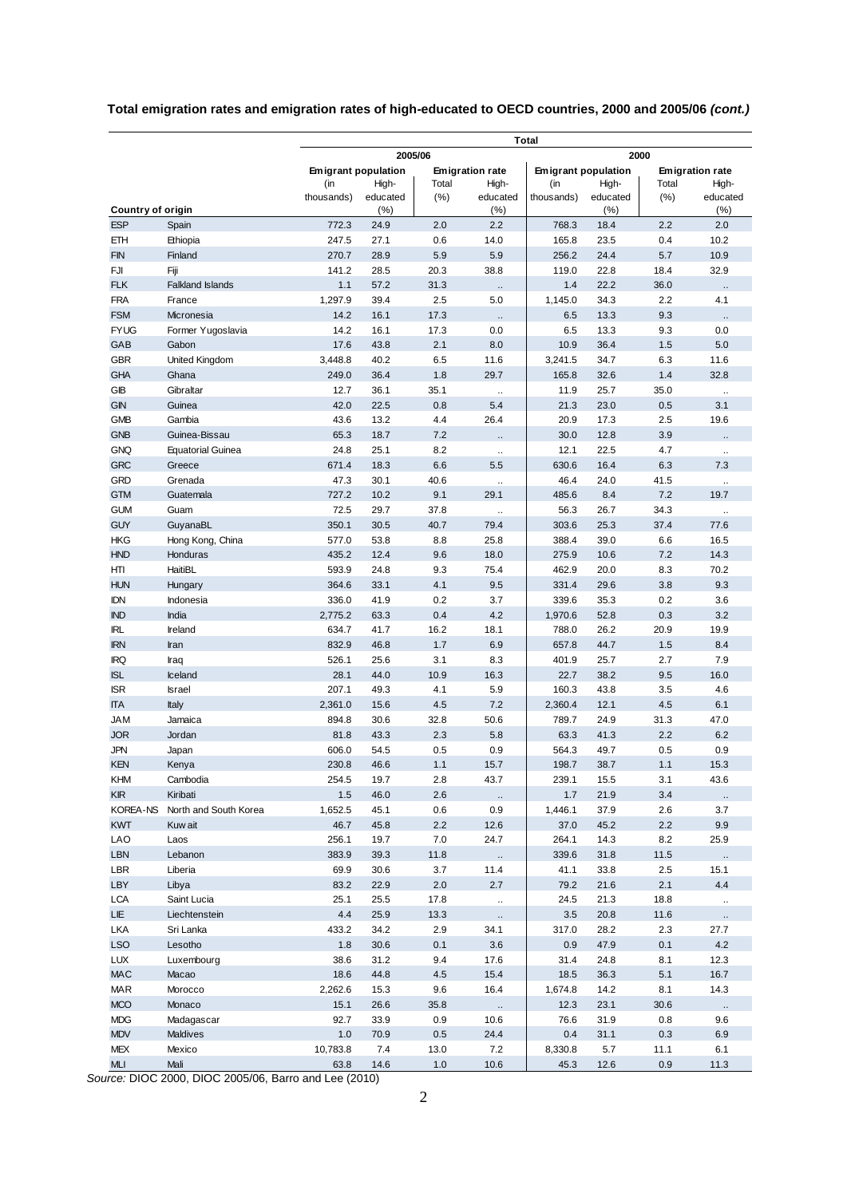**Total emigration rates and emigration rates of high-educated to OECD countries, 2000 and 2005/06 *(cont.)***

| | | Total | | | | | | | |
|---|---|---|---|---|---|---|---|---|---|
| | | 2005/06 | | | | 2000 | | | |
| | | Emigrant population | | Emigration rate | | Emigrant population | | Emigration rate | |
| Country of origin | | (in thousands) | High-educated (%) | Total (%) | High-educated (%) | (in thousands) | High-educated (%) | Total (%) | High-educated (%) |
| ESP | Spain | 772.3 | 24.9 | 2.0 | 2.2 | 768.3 | 18.4 | 2.2 | 2.0 |
| ETH | Ethiopia | 247.5 | 27.1 | 0.6 | 14.0 | 165.8 | 23.5 | 0.4 | 10.2 |
| FIN | Finland | 270.7 | 28.9 | 5.9 | 5.9 | 256.2 | 24.4 | 5.7 | 10.9 |
| FJI | Fiji | 141.2 | 28.5 | 20.3 | 38.8 | 119.0 | 22.8 | 18.4 | 32.9 |
| FLK | Falkland Islands | 1.1 | 57.2 | 31.3 | .. | 1.4 | 22.2 | 36.0 | .. |
| FRA | France | 1,297.9 | 39.4 | 2.5 | 5.0 | 1,145.0 | 34.3 | 2.2 | 4.1 |
| FSM | Micronesia | 14.2 | 16.1 | 17.3 | .. | 6.5 | 13.3 | 9.3 | .. |
| FYUG | Former Yugoslavia | 14.2 | 16.1 | 17.3 | 0.0 | 6.5 | 13.3 | 9.3 | 0.0 |
| GAB | Gabon | 17.6 | 43.8 | 2.1 | 8.0 | 10.9 | 36.4 | 1.5 | 5.0 |
| GBR | United Kingdom | 3,448.8 | 40.2 | 6.5 | 11.6 | 3,241.5 | 34.7 | 6.3 | 11.6 |
| GHA | Ghana | 249.0 | 36.4 | 1.8 | 29.7 | 165.8 | 32.6 | 1.4 | 32.8 |
| GIB | Gibraltar | 12.7 | 36.1 | 35.1 | .. | 11.9 | 25.7 | 35.0 | .. |
| GIN | Guinea | 42.0 | 22.5 | 0.8 | 5.4 | 21.3 | 23.0 | 0.5 | 3.1 |
| GMB | Gambia | 43.6 | 13.2 | 4.4 | 26.4 | 20.9 | 17.3 | 2.5 | 19.6 |
| GNB | Guinea-Bissau | 65.3 | 18.7 | 7.2 | .. | 30.0 | 12.8 | 3.9 | .. |
| GNQ | Equatorial Guinea | 24.8 | 25.1 | 8.2 | .. | 12.1 | 22.5 | 4.7 | .. |
| GRC | Greece | 671.4 | 18.3 | 6.6 | 5.5 | 630.6 | 16.4 | 6.3 | 7.3 |
| GRD | Grenada | 47.3 | 30.1 | 40.6 | .. | 46.4 | 24.0 | 41.5 | .. |
| GTM | Guatemala | 727.2 | 10.2 | 9.1 | 29.1 | 485.6 | 8.4 | 7.2 | 19.7 |
| GUM | Guam | 72.5 | 29.7 | 37.8 | .. | 56.3 | 26.7 | 34.3 | .. |
| GUY | GuyanaBL | 350.1 | 30.5 | 40.7 | 79.4 | 303.6 | 25.3 | 37.4 | 77.6 |
| HKG | Hong Kong, China | 577.0 | 53.8 | 8.8 | 25.8 | 388.4 | 39.0 | 6.6 | 16.5 |
| HND | Honduras | 435.2 | 12.4 | 9.6 | 18.0 | 275.9 | 10.6 | 7.2 | 14.3 |
| HTI | HaitiBL | 593.9 | 24.8 | 9.3 | 75.4 | 462.9 | 20.0 | 8.3 | 70.2 |
| HUN | Hungary | 364.6 | 33.1 | 4.1 | 9.5 | 331.4 | 29.6 | 3.8 | 9.3 |
| IDN | Indonesia | 336.0 | 41.9 | 0.2 | 3.7 | 339.6 | 35.3 | 0.2 | 3.6 |
| IND | India | 2,775.2 | 63.3 | 0.4 | 4.2 | 1,970.6 | 52.8 | 0.3 | 3.2 |
| IRL | Ireland | 634.7 | 41.7 | 16.2 | 18.1 | 788.0 | 26.2 | 20.9 | 19.9 |
| IRN | Iran | 832.9 | 46.8 | 1.7 | 6.9 | 657.8 | 44.7 | 1.5 | 8.4 |
| IRQ | Iraq | 526.1 | 25.6 | 3.1 | 8.3 | 401.9 | 25.7 | 2.7 | 7.9 |
| ISL | Iceland | 28.1 | 44.0 | 10.9 | 16.3 | 22.7 | 38.2 | 9.5 | 16.0 |
| ISR | Israel | 207.1 | 49.3 | 4.1 | 5.9 | 160.3 | 43.8 | 3.5 | 4.6 |
| ITA | Italy | 2,361.0 | 15.6 | 4.5 | 7.2 | 2,360.4 | 12.1 | 4.5 | 6.1 |
| JAM | Jamaica | 894.8 | 30.6 | 32.8 | 50.6 | 789.7 | 24.9 | 31.3 | 47.0 |
| JOR | Jordan | 81.8 | 43.3 | 2.3 | 5.8 | 63.3 | 41.3 | 2.2 | 6.2 |
| JPN | Japan | 606.0 | 54.5 | 0.5 | 0.9 | 564.3 | 49.7 | 0.5 | 0.9 |
| KEN | Kenya | 230.8 | 46.6 | 1.1 | 15.7 | 198.7 | 38.7 | 1.1 | 15.3 |
| KHM | Cambodia | 254.5 | 19.7 | 2.8 | 43.7 | 239.1 | 15.5 | 3.1 | 43.6 |
| KIR | Kiribati | 1.5 | 46.0 | 2.6 | .. | 1.7 | 21.9 | 3.4 | .. |
| KOREA-NS | North and South Korea | 1,652.5 | 45.1 | 0.6 | 0.9 | 1,446.1 | 37.9 | 2.6 | 3.7 |
| KWT | Kuwait | 46.7 | 45.8 | 2.2 | 12.6 | 37.0 | 45.2 | 2.2 | 9.9 |
| LAO | Laos | 256.1 | 19.7 | 7.0 | 24.7 | 264.1 | 14.3 | 8.2 | 25.9 |
| LBN | Lebanon | 383.9 | 39.3 | 11.8 | .. | 339.6 | 31.8 | 11.5 | .. |
| LBR | Liberia | 69.9 | 30.6 | 3.7 | 11.4 | 41.1 | 33.8 | 2.5 | 15.1 |
| LBY | Libya | 83.2 | 22.9 | 2.0 | 2.7 | 79.2 | 21.6 | 2.1 | 4.4 |
| LCA | Saint Lucia | 25.1 | 25.5 | 17.8 | .. | 24.5 | 21.3 | 18.8 | .. |
| LIE | Liechtenstein | 4.4 | 25.9 | 13.3 | .. | 3.5 | 20.8 | 11.6 | .. |
| LKA | Sri Lanka | 433.2 | 34.2 | 2.9 | 34.1 | 317.0 | 28.2 | 2.3 | 27.7 |
| LSO | Lesotho | 1.8 | 30.6 | 0.1 | 3.6 | 0.9 | 47.9 | 0.1 | 4.2 |
| LUX | Luxembourg | 38.6 | 31.2 | 9.4 | 17.6 | 31.4 | 24.8 | 8.1 | 12.3 |
| MAC | Macao | 18.6 | 44.8 | 4.5 | 15.4 | 18.5 | 36.3 | 5.1 | 16.7 |
| MAR | Morocco | 2,262.6 | 15.3 | 9.6 | 16.4 | 1,674.8 | 14.2 | 8.1 | 14.3 |
| MCO | Monaco | 15.1 | 26.6 | 35.8 | .. | 12.3 | 23.1 | 30.6 | .. |
| MDG | Madagascar | 92.7 | 33.9 | 0.9 | 10.6 | 76.6 | 31.9 | 0.8 | 9.6 |
| MDV | Maldives | 1.0 | 70.9 | 0.5 | 24.4 | 0.4 | 31.1 | 0.3 | 6.9 |
| MEX | Mexico | 10,783.8 | 7.4 | 13.0 | 7.2 | 8,330.8 | 5.7 | 11.1 | 6.1 |
| MLI | Mali | 63.8 | 14.6 | 1.0 | 10.6 | 45.3 | 12.6 | 0.9 | 11.3 |

*Source:* DIOC 2000, DIOC 2005/06, Barro and Lee (2010)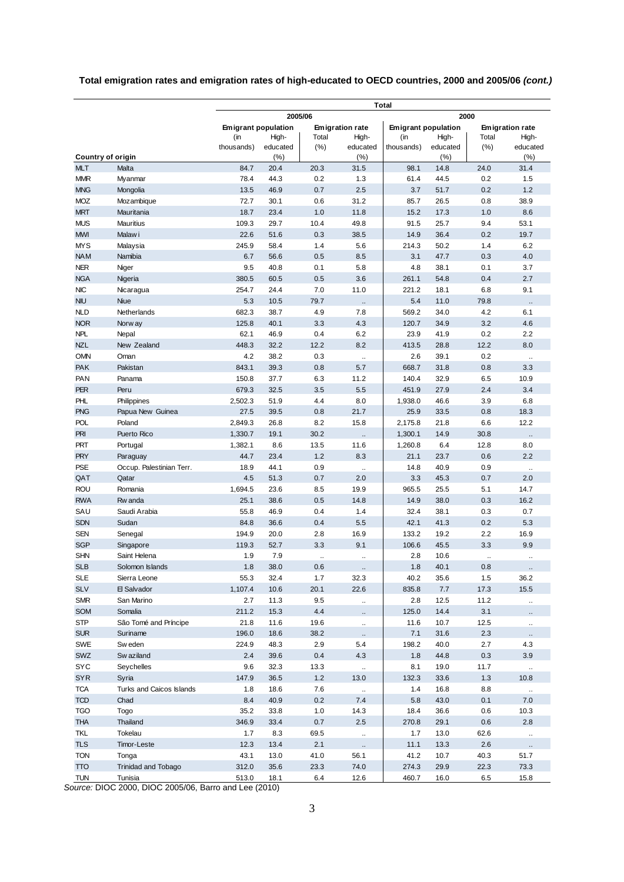**Total emigration rates and emigration rates of high-educated to OECD countries, 2000 and 2005/06 *(cont.)***

| | | Total | | | | | | | |
|---|---|---|---|---|---|---|---|---|---|
| | | 2005/06 | | | | 2000 | | | |
| | | Emigrant population | | Emigration rate | | Emigrant population | | Emigration rate | |
| Country of origin | | (in thousands) | High-educated (%) | Total (%) | High-educated (%) | (in thousands) | High-educated (%) | Total (%) | High-educated (%) |
| MLT | Malta | 84.7 | 20.4 | 20.3 | 31.5 | 98.1 | 14.8 | 24.0 | 31.4 |
| MMR | Myanmar | 78.4 | 44.3 | 0.2 | 1.3 | 61.4 | 44.5 | 0.2 | 1.5 |
| MNG | Mongolia | 13.5 | 46.9 | 0.7 | 2.5 | 3.7 | 51.7 | 0.2 | 1.2 |
| MOZ | Mozambique | 72.7 | 30.1 | 0.6 | 31.2 | 85.7 | 26.5 | 0.8 | 38.9 |
| MRT | Mauritania | 18.7 | 23.4 | 1.0 | 11.8 | 15.2 | 17.3 | 1.0 | 8.6 |
| MUS | Mauritius | 109.3 | 29.7 | 10.4 | 49.8 | 91.5 | 25.7 | 9.4 | 53.1 |
| MWI | Malawi | 22.6 | 51.6 | 0.3 | 38.5 | 14.9 | 36.4 | 0.2 | 19.7 |
| MYS | Malaysia | 245.9 | 58.4 | 1.4 | 5.6 | 214.3 | 50.2 | 1.4 | 6.2 |
| NAM | Namibia | 6.7 | 56.6 | 0.5 | 8.5 | 3.1 | 47.7 | 0.3 | 4.0 |
| NER | Niger | 9.5 | 40.8 | 0.1 | 5.8 | 4.8 | 38.1 | 0.1 | 3.7 |
| NGA | Nigeria | 380.5 | 60.5 | 0.5 | 3.6 | 261.1 | 54.8 | 0.4 | 2.7 |
| NIC | Nicaragua | 254.7 | 24.4 | 7.0 | 11.0 | 221.2 | 18.1 | 6.8 | 9.1 |
| NIU | Niue | 5.3 | 10.5 | 79.7 | .. | 5.4 | 11.0 | 79.8 | .. |
| NLD | Netherlands | 682.3 | 38.7 | 4.9 | 7.8 | 569.2 | 34.0 | 4.2 | 6.1 |
| NOR | Norway | 125.8 | 40.1 | 3.3 | 4.3 | 120.7 | 34.9 | 3.2 | 4.6 |
| NPL | Nepal | 62.1 | 46.9 | 0.4 | 6.2 | 23.9 | 41.9 | 0.2 | 2.2 |
| NZL | New Zealand | 448.3 | 32.2 | 12.2 | 8.2 | 413.5 | 28.8 | 12.2 | 8.0 |
| OMN | Oman | 4.2 | 38.2 | 0.3 | .. | 2.6 | 39.1 | 0.2 | .. |
| PAK | Pakistan | 843.1 | 39.3 | 0.8 | 5.7 | 668.7 | 31.8 | 0.8 | 3.3 |
| PAN | Panama | 150.8 | 37.7 | 6.3 | 11.2 | 140.4 | 32.9 | 6.5 | 10.9 |
| PER | Peru | 679.3 | 32.5 | 3.5 | 5.5 | 451.9 | 27.9 | 2.4 | 3.4 |
| PHL | Philippines | 2,502.3 | 51.9 | 4.4 | 8.0 | 1,938.0 | 46.6 | 3.9 | 6.8 |
| PNG | Papua New Guinea | 27.5 | 39.5 | 0.8 | 21.7 | 25.9 | 33.5 | 0.8 | 18.3 |
| POL | Poland | 2,849.3 | 26.8 | 8.2 | 15.8 | 2,175.8 | 21.8 | 6.6 | 12.2 |
| PRI | Puerto Rico | 1,330.7 | 19.1 | 30.2 | .. | 1,300.1 | 14.9 | 30.8 | .. |
| PRT | Portugal | 1,382.1 | 8.6 | 13.5 | 11.6 | 1,260.8 | 6.4 | 12.8 | 8.0 |
| PRY | Paraguay | 44.7 | 23.4 | 1.2 | 8.3 | 21.1 | 23.7 | 0.6 | 2.2 |
| PSE | Occup. Palestinian Terr. | 18.9 | 44.1 | 0.9 | .. | 14.8 | 40.9 | 0.9 | .. |
| QAT | Qatar | 4.5 | 51.3 | 0.7 | 2.0 | 3.3 | 45.3 | 0.7 | 2.0 |
| ROU | Romania | 1,694.5 | 23.6 | 8.5 | 19.9 | 965.5 | 25.5 | 5.1 | 14.7 |
| RWA | Rwanda | 25.1 | 38.6 | 0.5 | 14.8 | 14.9 | 38.0 | 0.3 | 16.2 |
| SAU | Saudi Arabia | 55.8 | 46.9 | 0.4 | 1.4 | 32.4 | 38.1 | 0.3 | 0.7 |
| SDN | Sudan | 84.8 | 36.6 | 0.4 | 5.5 | 42.1 | 41.3 | 0.2 | 5.3 |
| SEN | Senegal | 194.9 | 20.0 | 2.8 | 16.9 | 133.2 | 19.2 | 2.2 | 16.9 |
| SGP | Singapore | 119.3 | 52.7 | 3.3 | 9.1 | 106.6 | 45.5 | 3.3 | 9.9 |
| SHN | Saint Helena | 1.9 | 7.9 | .. | .. | 2.8 | 10.6 | .. | .. |
| SLB | Solomon Islands | 1.8 | 38.0 | 0.6 | .. | 1.8 | 40.1 | 0.8 | .. |
| SLE | Sierra Leone | 55.3 | 32.4 | 1.7 | 32.3 | 40.2 | 35.6 | 1.5 | 36.2 |
| SLV | El Salvador | 1,107.4 | 10.6 | 20.1 | 22.6 | 835.8 | 7.7 | 17.3 | 15.5 |
| SMR | San Marino | 2.7 | 11.3 | 9.5 | .. | 2.8 | 12.5 | 11.2 | .. |
| SOM | Somalia | 211.2 | 15.3 | 4.4 | .. | 125.0 | 14.4 | 3.1 | .. |
| STP | São Tomé and Príncipe | 21.8 | 11.6 | 19.6 | .. | 11.6 | 10.7 | 12.5 | .. |
| SUR | Suriname | 196.0 | 18.6 | 38.2 | .. | 7.1 | 31.6 | 2.3 | .. |
| SWE | Sweden | 224.9 | 48.3 | 2.9 | 5.4 | 198.2 | 40.0 | 2.7 | 4.3 |
| SWZ | Swaziland | 2.4 | 39.6 | 0.4 | 4.3 | 1.8 | 44.8 | 0.3 | 3.9 |
| SYC | Seychelles | 9.6 | 32.3 | 13.3 | .. | 8.1 | 19.0 | 11.7 | .. |
| SYR | Syria | 147.9 | 36.5 | 1.2 | 13.0 | 132.3 | 33.6 | 1.3 | 10.8 |
| TCA | Turks and Caicos Islands | 1.8 | 18.6 | 7.6 | .. | 1.4 | 16.8 | 8.8 | .. |
| TCD | Chad | 8.4 | 40.9 | 0.2 | 7.4 | 5.8 | 43.0 | 0.1 | 7.0 |
| TGO | Togo | 35.2 | 33.8 | 1.0 | 14.3 | 18.4 | 36.6 | 0.6 | 10.3 |
| THA | Thailand | 346.9 | 33.4 | 0.7 | 2.5 | 270.8 | 29.1 | 0.6 | 2.8 |
| TKL | Tokelau | 1.7 | 8.3 | 69.5 | .. | 1.7 | 13.0 | 62.6 | .. |
| TLS | Timor-Leste | 12.3 | 13.4 | 2.1 | .. | 11.1 | 13.3 | 2.6 | .. |
| TON | Tonga | 43.1 | 13.0 | 41.0 | 56.1 | 41.2 | 10.7 | 40.3 | 51.7 |
| TTO | Trinidad and Tobago | 312.0 | 35.6 | 23.3 | 74.0 | 274.3 | 29.9 | 22.3 | 73.3 |
| TUN | Tunisia | 513.0 | 18.1 | 6.4 | 12.6 | 460.7 | 16.0 | 6.5 | 15.8 |

*Source:* DIOC 2000, DIOC 2005/06, Barro and Lee (2010)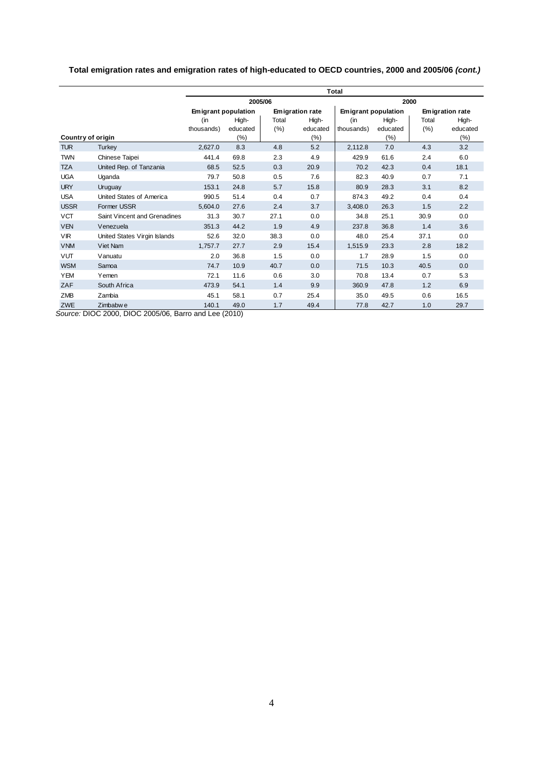**Total emigration rates and emigration rates of high-educated to OECD countries, 2000 and 2005/06 *(cont.)***

| | | Total | | | | | | | |
|---|---|---|---|---|---|---|---|---|---|
| | | 2005/06 | | | | 2000 | | | |
| | | Emigrant population | | Emigration rate | | Emigrant population | | Emigration rate | |
| Country of origin | | (in thousands) | High-educated (%) | Total (%) | High-educated (%) | (in thousands) | High-educated (%) | Total (%) | High-educated (%) |
| TUR | Turkey | 2,627.0 | 8.3 | 4.8 | 5.2 | 2,112.8 | 7.0 | 4.3 | 3.2 |
| TWN | Chinese Taipei | 441.4 | 69.8 | 2.3 | 4.9 | 429.9 | 61.6 | 2.4 | 6.0 |
| TZA | United Rep. of Tanzania | 68.5 | 52.5 | 0.3 | 20.9 | 70.2 | 42.3 | 0.4 | 18.1 |
| UGA | Uganda | 79.7 | 50.8 | 0.5 | 7.6 | 82.3 | 40.9 | 0.7 | 7.1 |
| URY | Uruguay | 153.1 | 24.8 | 5.7 | 15.8 | 80.9 | 28.3 | 3.1 | 8.2 |
| USA | United States of America | 990.5 | 51.4 | 0.4 | 0.7 | 874.3 | 49.2 | 0.4 | 0.4 |
| USSR | Former USSR | 5,604.0 | 27.6 | 2.4 | 3.7 | 3,408.0 | 26.3 | 1.5 | 2.2 |
| VCT | Saint Vincent and Grenadines | 31.3 | 30.7 | 27.1 | 0.0 | 34.8 | 25.1 | 30.9 | 0.0 |
| VEN | Venezuela | 351.3 | 44.2 | 1.9 | 4.9 | 237.8 | 36.8 | 1.4 | 3.6 |
| VIR | United States Virgin Islands | 52.6 | 32.0 | 38.3 | 0.0 | 48.0 | 25.4 | 37.1 | 0.0 |
| VNM | Viet Nam | 1,757.7 | 27.7 | 2.9 | 15.4 | 1,515.9 | 23.3 | 2.8 | 18.2 |
| VUT | Vanuatu | 2.0 | 36.8 | 1.5 | 0.0 | 1.7 | 28.9 | 1.5 | 0.0 |
| WSM | Samoa | 74.7 | 10.9 | 40.7 | 0.0 | 71.5 | 10.3 | 40.5 | 0.0 |
| YEM | Yemen | 72.1 | 11.6 | 0.6 | 3.0 | 70.8 | 13.4 | 0.7 | 5.3 |
| ZAF | South Africa | 473.9 | 54.1 | 1.4 | 9.9 | 360.9 | 47.8 | 1.2 | 6.9 |
| ZMB | Zambia | 45.1 | 58.1 | 0.7 | 25.4 | 35.0 | 49.5 | 0.6 | 16.5 |
| ZWE | Zimbabwe | 140.1 | 49.0 | 1.7 | 49.4 | 77.8 | 42.7 | 1.0 | 29.7 |

*Source:* DIOC 2000, DIOC 2005/06, Barro and Lee (2010)